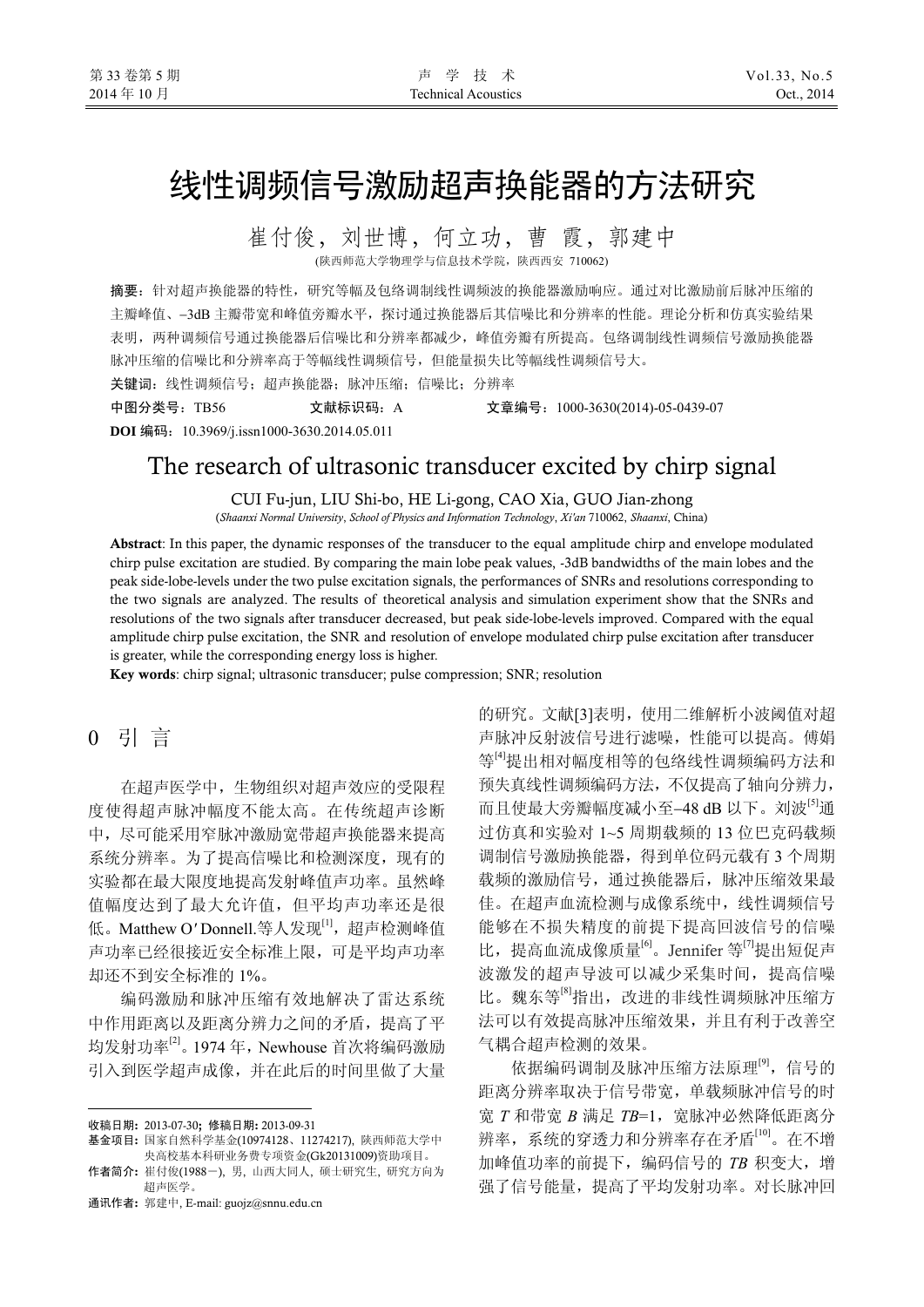# 线性调频信号激励超声换能器的方法研究

崔付俊，刘世博，何立功，曹 霞，郭建中

(陕西师范大学物理学与信息技术学院，陕西西安 710062)

**摘要**：针对超声换能器的特性，研究等幅及包络调制线性调频波的换能器激励响应。通过对比激励前后脉冲压缩的主瓣峰值、–3dB 主瓣带宽和峰值旁瓣水平，探讨通过换能器后其信噪比和分辨率的性能。理论分析和仿真实验结果表明，两种调频信号通过换能器后信噪比和分辨率都减少，峰值旁瓣有所提高。包络调制线性调频信号激励换能器脉冲压缩的信噪比和分辨率高于等幅线性调频信号，但能量损失比等幅线性调频信号大。

**关键词**：线性调频信号；超声换能器；脉冲压缩；信噪比；分辨率

**中图分类号**：TB56　　**文献标识码**：A　　**文章编号**：1000-3630(2014)-05-0439-07

**DOI 编码**：10.3969/j.issn1000-3630.2014.05.011

# The research of ultrasonic transducer excited by chirp signal

CUI Fu-jun, LIU Shi-bo, HE Li-gong, CAO Xia, GUO Jian-zhong

(*Shaanxi Normal University*, *School of Physics and Information Technology*, *Xi'an* 710062, *Shaanxi*, China)

**Abstract**: In this paper, the dynamic responses of the transducer to the equal amplitude chirp and envelope modulated chirp pulse excitation are studied. By comparing the main lobe peak values, -3dB bandwidths of the main lobes and the peak side-lobe-levels under the two pulse excitation signals, the performances of SNRs and resolutions corresponding to the two signals are analyzed. The results of theoretical analysis and simulation experiment show that the SNRs and resolutions of the two signals after transducer decreased, but peak side-lobe-levels improved. Compared with the equal amplitude chirp pulse excitation, the SNR and resolution of envelope modulated chirp pulse excitation after transducer is greater, while the corresponding energy loss is higher.

**Key words**: chirp signal; ultrasonic transducer; pulse compression; SNR; resolution

## 0 引 言

在超声医学中，生物组织对超声效应的受限程度使得超声脉冲幅度不能太高。在传统超声诊断中，尽可能采用窄脉冲激励宽带超声换能器来提高系统分辨率。为了提高信噪比和检测深度，现有的实验都在最大限度地提高发射峰值声功率。虽然峰值幅度达到了最大允许值，但平均声功率还是很低。Matthew O′Donnell.等人发现[1]，超声检测峰值声功率已经很接近安全标准上限，可是平均声功率却还不到安全标准的 1%。

编码激励和脉冲压缩有效地解决了雷达系统中作用距离以及距离分辨力之间的矛盾，提高了平均发射功率[2]。1974 年，Newhouse 首次将编码激励引入到医学超声成像，并在此后的时间里做了大量的研究。文献[3]表明，使用二维解析小波阈值对超声脉冲反射波信号进行滤噪，性能可以提高。傅娟等[4]提出相对幅度相等的包络线性调频编码方法和预失真线性调频编码方法，不仅提高了轴向分辨力，而且使最大旁瓣幅度减小至–48 dB 以下。刘波[5]通过仿真和实验对 1~5 周期载频的 13 位巴克码载频调制信号激励换能器，得到单位码元载有 3 个周期载频的激励信号，通过换能器后，脉冲压缩效果最佳。在超声血流检测与成像系统中，线性调频信号能够在不损失精度的前提下提高回波信号的信噪比，提高血流成像质量[6]。Jennifer 等[7]提出短促声波激发的超声导波可以减少采集时间，提高信噪比。魏东等[8]指出，改进的非线性调频脉冲压缩方法可以有效提高脉冲压缩效果，并且有利于改善空气耦合超声检测的效果。

依据编码调制及脉冲压缩方法原理[9]，信号的距离分辨率取决于信号带宽，单载频脉冲信号的时宽 $T$ 和带宽 $B$ 满足 $TB$=1，宽脉冲必然降低距离分辨率，系统的穿透力和分辨率存在矛盾[10]。在不增加峰值功率的前提下，编码信号的 $TB$ 积变大，增强了信号能量，提高了平均发射功率。对长脉冲回

---

收稿日期：2013-07-30；修稿日期：2013-09-31

基金项目：国家自然科学基金(10974128、11274217)，陕西师范大学中央高校基本科研业务费专项资金(Gk20131009)资助项目。

作者简介：崔付俊(1988－)，男，山西大同人，硕士研究生，研究方向为超声医学。

通讯作者：郭建中，E-mail: guojz@snnu.edu.cn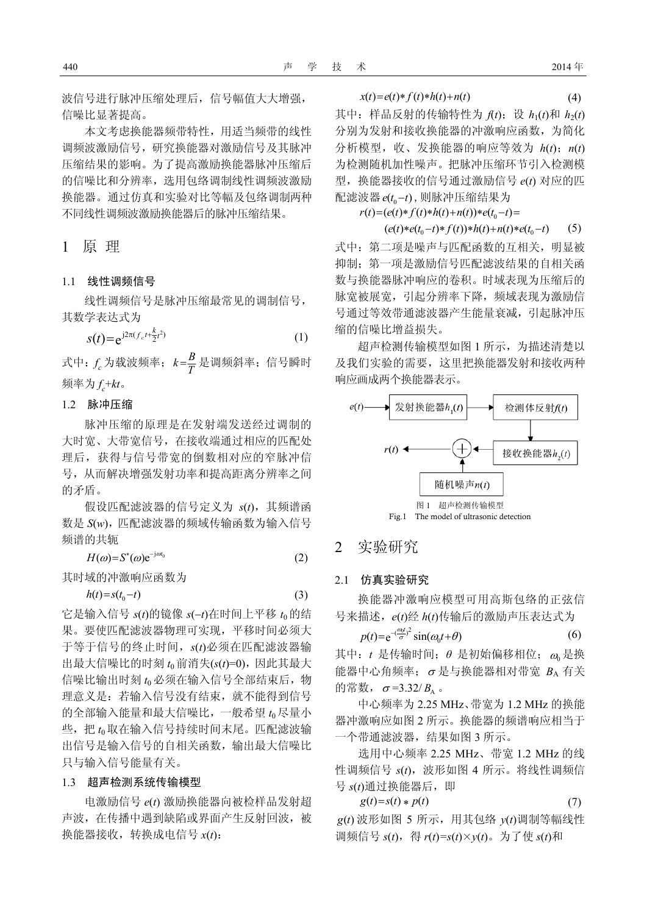波信号进行脉冲压缩处理后，信号幅值大大增强，信噪比显著提高。

本文考虑换能器频带特性，用适当频带的线性调频波激励信号，研究换能器对激励信号及其脉冲压缩结果的影响。为了提高激励换能器脉冲压缩后的信噪比和分辨率，选用包络调制线性调频波激励换能器。通过仿真和实验对比等幅及包络调制两种不同线性调频波激励换能器后的脉冲压缩结果。

## 1 原 理

### 1.1 线性调频信号

线性调频信号是脉冲压缩最常见的调制信号，其数学表达式为

$$s(t)=\mathrm{e}^{\mathrm{j}2\pi(f_c t+\frac{k}{2}t^2)} \tag{1}$$

式中：$f_c$ 为载波频率；$k=\frac{B}{T}$ 是调频斜率；信号瞬时频率为 $f_c+kt$。

### 1.2 脉冲压缩

脉冲压缩的原理是在发射端发送经过调制的大时宽、大带宽信号，在接收端通过相应的匹配处理后，获得与信号带宽的倒数相对应的窄脉冲信号，从而解决增强发射功率和提高距离分辨率之间的矛盾。

假设匹配滤波器的信号定义为 $s(t)$，其频谱函数是 $S(w)$，匹配滤波器的频域传输函数为输入信号频谱的共轭

$$H(\omega)=S^*(\omega)\mathrm{e}^{-\mathrm{j}\omega t_0} \tag{2}$$

其时域的冲激响应函数为

$$h(t)=s(t_0-t) \tag{3}$$

它是输入信号 $s(t)$的镜像 $s(-t)$在时间上平移 $t_0$ 的结果。要使匹配滤波器物理可实现，平移时间必须大于等于信号的终止时间，$s(t)$必须在匹配滤波器输出最大信噪比的时刻 $t_0$ 前消失($s(t)$=0)，因此其最大信噪比输出时刻 $t_0$ 必须在输入信号全部结束后，物理意义是：若输入信号没有结束，就不能得到信号的全部输入能量和最大信噪比，一般希望 $t_0$ 尽量小些，把 $t_0$ 取在输入信号持续时间末尾。匹配滤波输出信号是输入信号的自相关函数，输出最大信噪比只与输入信号能量有关。

### 1.3 超声检测系统传输模型

电激励信号 $e(t)$ 激励换能器向被检样品发射超声波，在传播中遇到缺陷或界面产生反射回波，被换能器接收，转换成电信号 $x(t)$：

$$x(t)=e(t)*f(t)*h(t)+n(t) \tag{4}$$

其中：样品反射的传输特性为 $f(t)$；设 $h_1(t)$和 $h_2(t)$分别为发射和接收换能器的冲激响应函数，为简化分析模型，收、发换能器的响应等效为 $h(t)$；$n(t)$为检测随机加性噪声。把脉冲压缩环节引入检测模型，换能器接收的信号通过激励信号 $e(t)$ 对应的匹配滤波器 $e(t_0-t)$，则脉冲压缩结果为

$$\begin{aligned}r(t)&=(e(t)*f(t)*h(t)+n(t))*e(t_0-t)=\\&(e(t)*e(t_0-t)*f(t))*h(t)+n(t)*e(t_0-t)\end{aligned} \tag{5}$$

式中：第二项是噪声与匹配函数的互相关，明显被抑制；第一项是激励信号匹配滤波结果的自相关函数与换能器脉冲响应的卷积。时域表现为压缩后的脉宽被展宽，引起分辨率下降，频域表现为激励信号通过等效带通滤波器产生能量衰减，引起脉冲压缩的信噪比增益损失。

超声检测传输模型如图 1 所示，为描述清楚以及我们实验的需要，这里把换能器发射和接收两种响应画成两个换能器表示。

$e(t)$ → 发射换能器$h_1(t)$ → 检测体反射$f(t)$ → 接收换能器$h_2(t)$ → ⊕ → $r(t)$；随机噪声$n(t)$ → ⊕

图 1 超声检测传输模型

Fig.1 The model of ultrasonic detection

## 2 实验研究

### 2.1 仿真实验研究

换能器冲激响应模型可用高斯包络的正弦信号来描述，$e(t)$经 $h(t)$传输后的激励声压表达式为

$$p(t)=\mathrm{e}^{-(\frac{\omega t}{\sigma})^2}\sin(\omega_0 t+\theta) \tag{6}$$

其中：$t$ 是传输时间；$\theta$ 是初始偏移相位；$\omega_0$ 是换能器中心角频率；$\sigma$ 是与换能器相对带宽 $B_A$ 有关的常数，$\sigma=3.32/B_A$。

中心频率为 2.25 MHz、带宽为 1.2 MHz 的换能器冲激响应如图 2 所示。换能器的频谱响应相当于一个带通滤波器，结果如图 3 所示。

选用中心频率 2.25 MHz、带宽 1.2 MHz 的线性调频信号 $s(t)$，波形如图 4 所示。将线性调频信号 $s(t)$通过换能器后，即

$$g(t)=s(t)*p(t) \tag{7}$$

$g(t)$波形如图 5 所示，用其包络 $y(t)$调制等幅线性调频信号 $s(t)$，得 $r(t)=s(t)\times y(t)$。为了使 $s(t)$和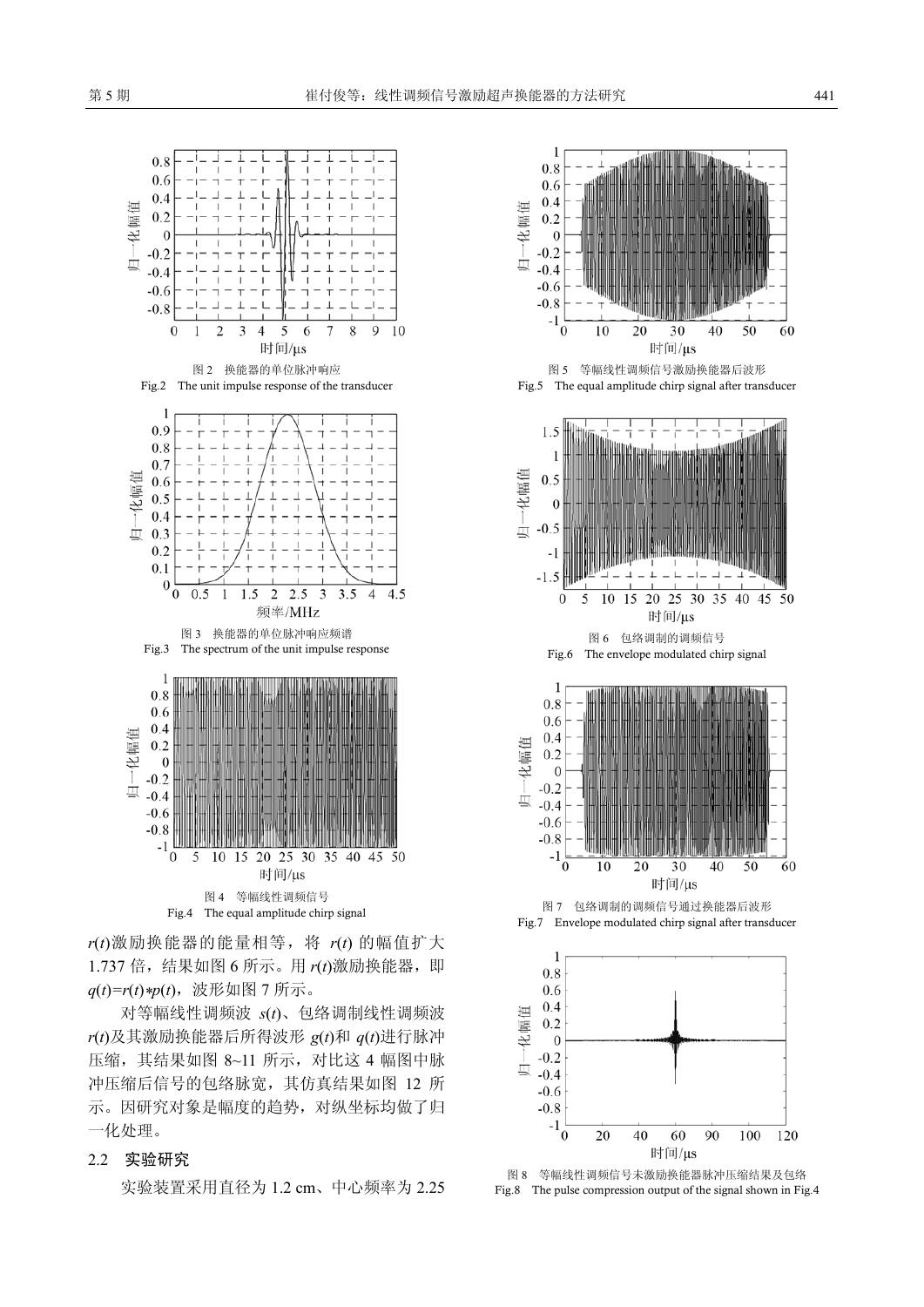图 2　换能器的单位脉冲响应

Fig.2　The unit impulse response of the transducer

图 3　换能器的单位脉冲响应频谱

Fig.3　The spectrum of the unit impulse response

图 4　等幅线性调频信号

Fig.4　The equal amplitude chirp signal

$r(t)$激励换能器的能量相等，将 $r(t)$ 的幅值扩大1.737 倍，结果如图 6 所示。用 $r(t)$激励换能器，即 $q(t)=r(t)*p(t)$，波形如图 7 所示。

对等幅线性调频波 $s(t)$、包络调制线性调频波 $r(t)$及其激励换能器后所得波形 $g(t)$和 $q(t)$进行脉冲压缩，其结果如图 8~11 所示，对比这 4 幅图中脉冲压缩后信号的包络脉宽，其仿真结果如图 12 所示。因研究对象是幅度的趋势，对纵坐标均做了归一化处理。

## 2.2　实验研究

实验装置采用直径为 1.2 cm、中心频率为 2.25

图 5　等幅线性调频信号激励换能器后波形

Fig.5　The equal amplitude chirp signal after transducer

图 6　包络调制的调频信号

Fig.6　The envelope modulated chirp signal

图 7　包络调制的调频信号通过换能器后波形

Fig.7　Envelope modulated chirp signal after transducer

图 8　等幅线性调频信号未激励换能器脉冲压缩结果及包络

Fig.8　The pulse compression output of the signal shown in Fig.4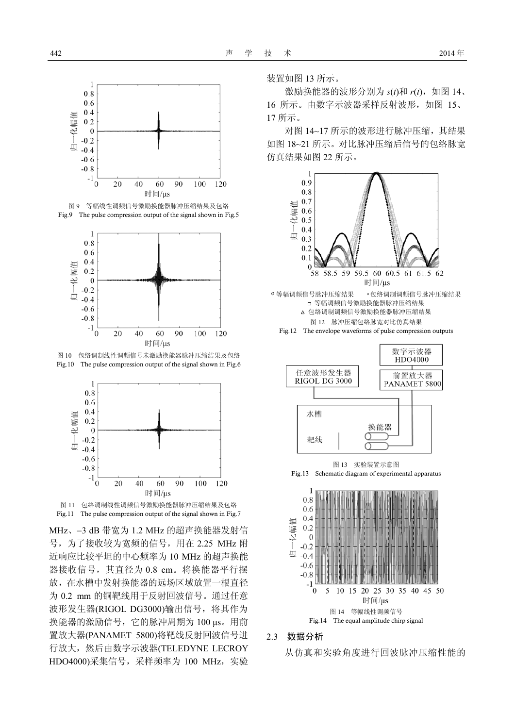图 9 等幅线性调频信号激励换能器脉冲压缩结果及包络

Fig.9 The pulse compression output of the signal shown in Fig.5

图 10 包络调制线性调频信号未激励换能器脉冲压缩结果及包络

Fig.10 The pulse compression output of the signal shown in Fig.6

图 11 包络调制线性调频信号激励换能器脉冲压缩结果及包络

Fig.11 The pulse compression output of the signal shown in Fig.7

MHz、−3 dB 带宽为 1.2 MHz 的超声换能器发射信号，为了接收较为宽频的信号，用在 2.25 MHz 附近响应比较平坦的中心频率为 10 MHz 的超声换能器接收信号，其直径为 0.8 cm。将换能器平行摆放，在水槽中发射换能器的远场区域放置一根直径为 0.2 mm 的铜靶线用于反射回波信号。通过任意波形发生器(RIGOL DG3000)输出信号，将其作为换能器的激励信号，它的脉冲周期为 100 μs。用前置放大器(PANAMET 5800)将靶线反射回波信号进行放大，然后由数字示波器(TELEDYNE LECROY HDO4000)采集信号，采样频率为 100 MHz，实验装置如图 13 所示。

激励换能器的波形分别为 $s(t)$和 $r(t)$，如图 14、16 所示。由数字示波器采样反射波形，如图 15、17 所示。

对图 14~17 所示的波形进行脉冲压缩，其结果如图 18~21 所示。对比脉冲压缩后信号的包络脉宽仿真结果如图 22 所示。

○ 等幅调频信号脉冲压缩结果　○ 包络调制调频信号脉冲压缩结果
□ 等幅调频信号激励换能器脉冲压缩结果
△ 包络调制调频信号激励换能器脉冲压缩结果

图 12 脉冲压缩包络脉宽对比仿真结果

Fig.12 The envelope waveforms of pulse compression outputs

图 13 实验装置示意图

Fig.13 Schematic diagram of experimental apparatus

图 14 等幅线性调频信号

Fig.14 The equal amplitude chirp signal

### 2.3 数据分析

从仿真和实验角度进行回波脉冲压缩性能的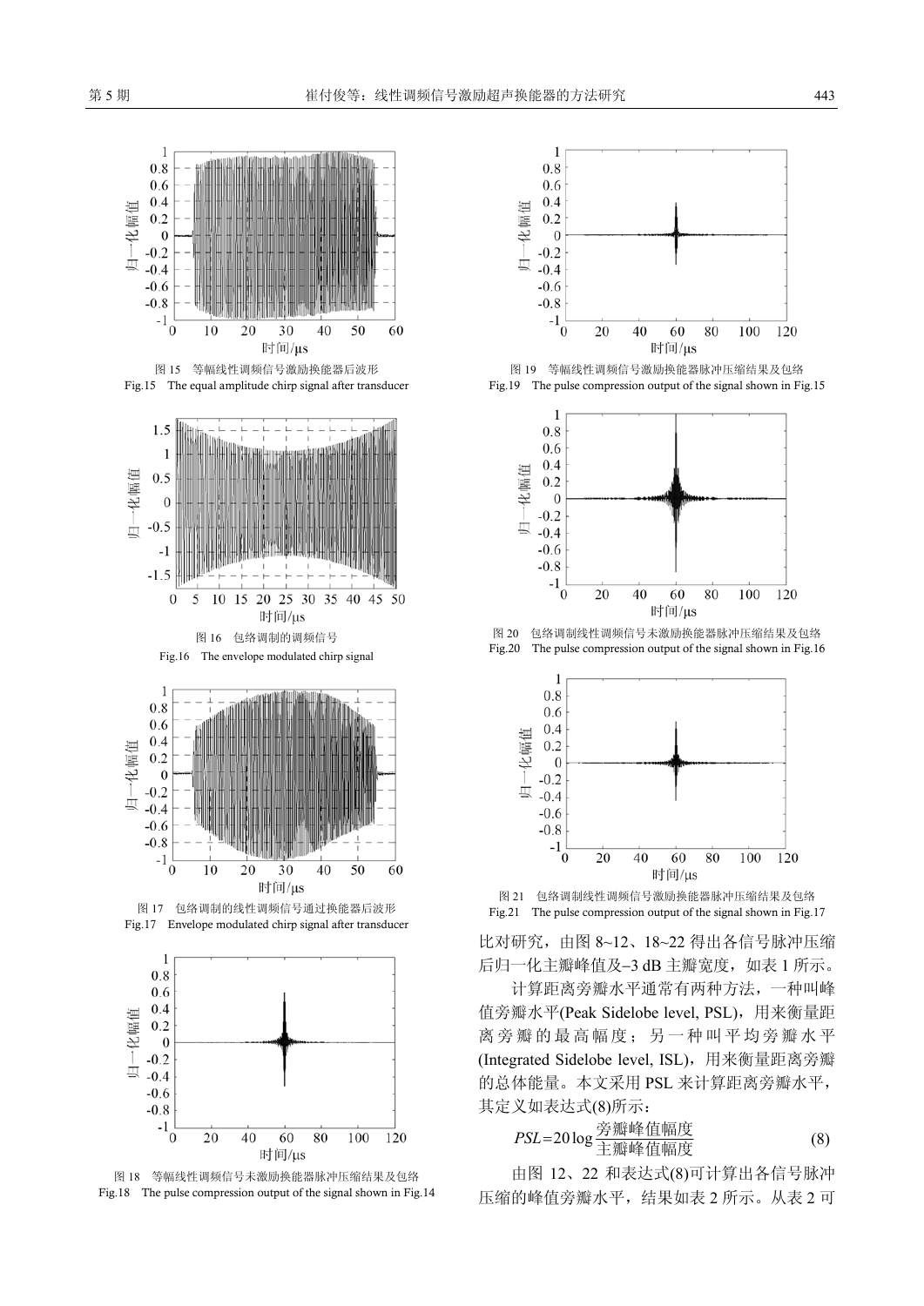图 15　等幅线性调频信号激励换能器后波形

Fig.15　The equal amplitude chirp signal after transducer

图 16　包络调制的调频信号

Fig.16　The envelope modulated chirp signal

图 17　包络调制的线性调频信号通过换能器后波形

Fig.17　Envelope modulated chirp signal after transducer

图 18　等幅线性调频信号未激励换能器脉冲压缩结果及包络

Fig.18　The pulse compression output of the signal shown in Fig.14

图 19　等幅线性调频信号激励换能器脉冲压缩结果及包络

Fig.19　The pulse compression output of the signal shown in Fig.15

图 20　包络调制线性调频信号未激励换能器脉冲压缩结果及包络

Fig.20　The pulse compression output of the signal shown in Fig.16

图 21　包络调制线性调频信号激励换能器脉冲压缩结果及包络

Fig.21　The pulse compression output of the signal shown in Fig.17

比对研究，由图 8~12、18~22 得出各信号脉冲压缩后归一化主瓣峰值及−3 dB 主瓣宽度，如表 1 所示。

计算距离旁瓣水平通常有两种方法，一种叫峰值旁瓣水平(Peak Sidelobe level, PSL)，用来衡量距离旁瓣的最高幅度；另一种叫平均旁瓣水平(Integrated Sidelobe level, ISL)，用来衡量距离旁瓣的总体能量。本文采用 PSL 来计算距离旁瓣水平，其定义如表达式(8)所示：

$$PSL = 20\log\frac{\text{旁瓣峰值幅度}}{\text{主瓣峰值幅度}} \tag{8}$$

由图 12、22 和表达式(8)可计算出各信号脉冲压缩的峰值旁瓣水平，结果如表 2 所示。从表 2 可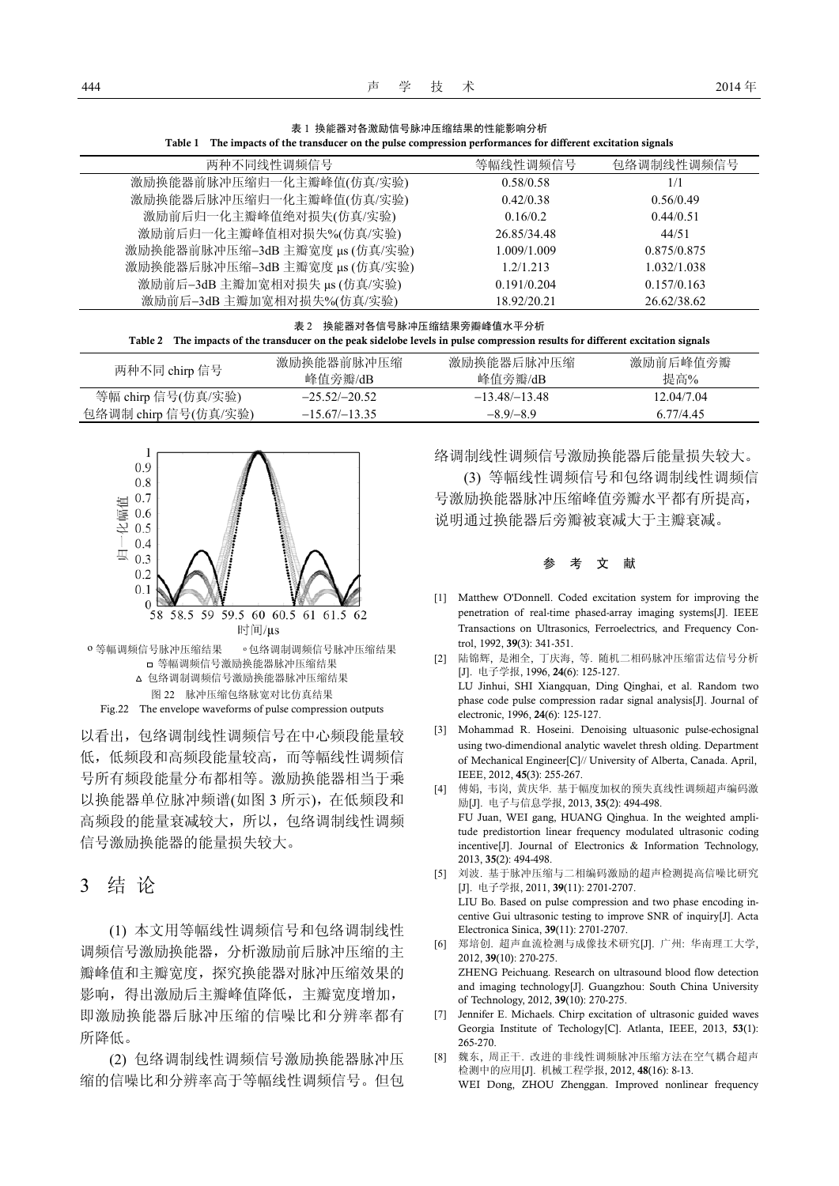表 1 换能器对各激励信号脉冲压缩结果的性能影响分析

Table 1 The impacts of the transducer on the pulse compression performances for different excitation signals

| 两种不同线性调频信号 | 等幅线性调频信号 | 包络调制线性调频信号 |
|---|---|---|
| 激励换能器前脉冲压缩归一化主瓣峰值(仿真/实验) | 0.58/0.58 | 1/1 |
| 激励换能器后脉冲压缩归一化主瓣峰值(仿真/实验) | 0.42/0.38 | 0.56/0.49 |
| 激励前后归一化主瓣峰值绝对损失(仿真/实验) | 0.16/0.2 | 0.44/0.51 |
| 激励前后归一化主瓣峰值相对损失%(仿真/实验) | 26.85/34.48 | 44/51 |
| 激励换能器前脉冲压缩–3dB 主瓣宽度 μs (仿真/实验) | 1.009/1.009 | 0.875/0.875 |
| 激励换能器后脉冲压缩–3dB 主瓣宽度 μs (仿真/实验) | 1.2/1.213 | 1.032/1.038 |
| 激励前后–3dB 主瓣加宽相对损失 μs (仿真/实验) | 0.191/0.204 | 0.157/0.163 |
| 激励前后–3dB 主瓣加宽相对损失%(仿真/实验) | 18.92/20.21 | 26.62/38.62 |

表 2 换能器对各信号脉冲压缩结果旁瓣峰值水平分析

Table 2 The impacts of the transducer on the peak sidelobe levels in pulse compression results for different excitation signals

| 两种不同 chirp 信号 | 激励换能器前脉冲压缩峰值旁瓣/dB | 激励换能器后脉冲压缩峰值旁瓣/dB | 激励前后峰值旁瓣提高% |
|---|---|---|---|
| 等幅 chirp 信号(仿真/实验) | −25.52/−20.52 | −13.48/−13.48 | 12.04/7.04 |
| 包络调制 chirp 信号(仿真/实验) | −15.67/−13.35 | −8.9/−8.9 | 6.77/4.45 |

图 22 脉冲压缩包络脉宽对比仿真结果

Fig.22 The envelope waveforms of pulse compression outputs

以看出，包络调制线性调频信号在中心频段能量较低，低频段和高频段能量较高，而等幅线性调频信号所有频段能量分布都相等。激励换能器相当于乘以换能器单位脉冲频谱(如图 3 所示)，在低频段和高频段的能量衰减较大，所以，包络调制线性调频信号激励换能器的能量损失较大。

## 3 结 论

(1) 本文用等幅线性调频信号和包络调制线性调频信号激励换能器，分析激励前后脉冲压缩的主瓣峰值和主瓣宽度，探究换能器对脉冲压缩效果的影响，得出激励后主瓣峰值降低，主瓣宽度增加，即激励换能器后脉冲压缩的信噪比和分辨率都有所降低。

(2) 包络调制线性调频信号激励换能器脉冲压缩的信噪比和分辨率高于等幅线性调频信号。但包络调制线性调频信号激励换能器后能量损失较大。

(3) 等幅线性调频信号和包络调制线性调频信号激励换能器脉冲压缩峰值旁瓣水平都有所提高，说明通过换能器后旁瓣被衰减大于主瓣衰减。

## 参 考 文 献

[1] Matthew O'Donnell. Coded excitation system for improving the penetration of real-time phased-array imaging systems[J]. IEEE Transactions on Ultrasonics, Ferroelectrics, and Frequency Control, 1992, **39**(3): 341-351.

[2] 陆锦辉, 是湘全, 丁庆海, 等. 随机二相码脉冲压缩雷达信号分析[J]. 电子学报, 1996, **24**(6): 125-127.
LU Jinhui, SHI Xiangquan, Ding Qinghai, et al. Random two phase code pulse compression radar signal analysis[J]. Journal of electronic, 1996, **24**(6): 125-127.

[3] Mohammad R. Hoseini. Denoising ultuasonic pulse-echosignal using two-dimendional analytic wavelet thresh olding. Department of Mechanical Engineer[C]// University of Alberta, Canada. April, IEEE, 2012, **45**(3): 255-267.

[4] 傅娟, 韦岗, 黄庆华. 基于幅度加权的预失真线性调频超声编码激励[J]. 电子与信息学报, 2013, **35**(2): 494-498.
FU Juan, WEI gang, HUANG Qinghua. In the weighted amplitude predistortion linear frequency modulated ultrasonic coding incentive[J]. Journal of Electronics & Information Technology, 2013, **35**(2): 494-498.

[5] 刘波. 基于脉冲压缩与二相编码激励的超声检测提高信噪比研究[J]. 电子学报, 2011, **39**(11): 2701-2707.
LIU Bo. Based on pulse compression and two phase encoding incentive Gui ultrasonic testing to improve SNR of inquiry[J]. Acta Electronica Sinica, **39**(11): 2701-2707.

[6] 郑培创. 超声血流检测与成像技术研究[J]. 广州: 华南理工大学, 2012, **39**(10): 270-275.
ZHENG Peichuang. Research on ultrasound blood flow detection and imaging technology[J]. Guangzhou: South China University of Technology, 2012, **39**(10): 270-275.

[7] Jennifer E. Michaels. Chirp excitation of ultrasonic guided waves Georgia Institute of Techology[C]. Atlanta, IEEE, 2013, **53**(1): 265-270.

[8] 魏东, 周正干. 改进的非线性调频脉冲压缩方法在空气耦合超声检测中的应用[J]. 机械工程学报, 2012, **48**(16): 8-13.
WEI Dong, ZHOU Zhenggan. Improved nonlinear frequency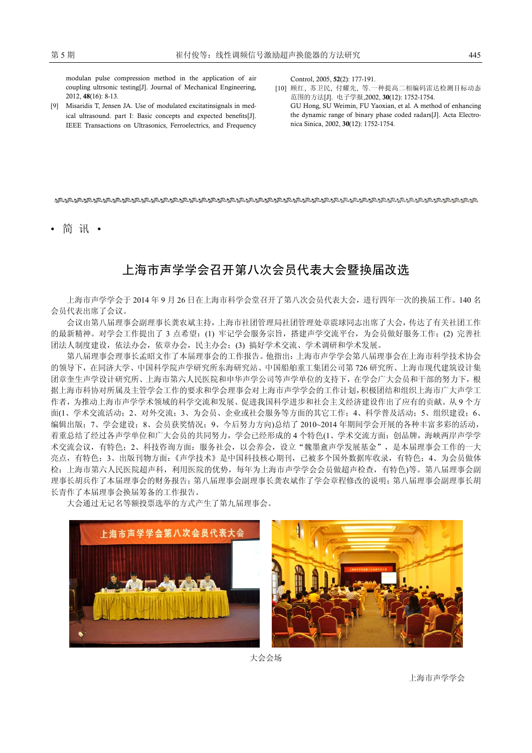modulan pulse compression method in the application of air coupling ultrsonic testing[J]. Journal of Mechanical Engineering, 2012, **48**(16): 8-13.

[9] Misaridis T, Jensen JA. Use of modulated excitatinsignals in medical ultrasound. part I: Basic concepts and expected benefits[J]. IEEE Transactions on Ultrasonics, Ferroelectrics, and Frequency Control, 2005, **52**(2): 177-191.

[10] 顾红, 苏卫民, 付耀先, 等.一种提高二相编码雷达检测目标动态范围的方法[J]. 电子学报,2002, **30**(12): 1752-1754.
GU Hong, SU Weimin, FU Yaoxian, et al. A method of enhancing the dynamic range of binary phase coded radars[J]. Acta Electronica Sinica, 2002, **30**(12): 1752-1754.

· 简 讯 ·

# 上海市声学学会召开第八次会员代表大会暨换届改选

上海市声学学会于 2014 年 9 月 26 日在上海市科学会堂召开了第八次会员代表大会，进行四年一次的换届工作。140 名会员代表出席了会议。

会议由第八届理事会副理事长龚农斌主持，上海市社团管理局社团管理处章震球同志出席了大会，传达了有关社团工作的最新精神。对学会工作提出了 3 点希望：(1) 牢记学会服务宗旨，搭建声学交流平台，为会员做好服务工作；(2) 完善社团法人制度建设，依法办会，依章办会，民主办会；(3) 搞好学术交流、学术调研和学术发展。

第八届理事会理事长孟昭文作了本届理事会的工作报告。他指出：上海市声学学会第八届理事会在上海市科学技术协会的领导下，在同济大学、中国科学院声学研究所东海研究站、中国船舶重工集团公司第 726 研究所、上海市现代建筑设计集团章奎生声学设计研究所、上海市第六人民医院和申华声学公司等声学单位的支持下，在学会广大会员和干部的努力下，根据上海市科协对所属及主管学会工作的要求和学会理事会对上海市声学学会的工作计划，积极团结和组织上海市广大声学工作者，为推动上海市声学学术领域的科学交流和发展、促进我国科学进步和社会主义经济建设作出了应有的贡献。从 9 个方面(1、学术交流活动；2、对外交流；3、为会员、企业或社会服务等方面的其它工作；4、科学普及活动；5、组织建设；6、编辑出版；7、学会建设；8、会员获奖情况；9、今后努力方向)总结了 2010~2014 年期间学会开展的各种丰富多彩的活动，着重总结了经过各声学单位和广大会员的共同努力，学会已经形成的 4 个特色(1、学术交流方面：创品牌，海峡两岸声学学术交流会议，有特色；2、科技咨询方面：服务社会，以会养会，设立“魏墨盦声学发展基金”，是本届理事会工作的一大亮点，有特色；3、出版刊物方面：《声学技术》是中国科技核心期刊，已被多个国外数据库收录，有特色；4、为会员做体检：上海市第六人民医院超声科，利用医院的优势，每年为上海市声学学会会员做超声检查，有特色)等。第八届理事会副理事长胡兵作了本届理事会的财务报告；第八届理事会副理事长龚农斌作了学会章程修改的说明；第八届理事会副理事长胡长青作了本届理事会换届筹备的工作报告。

大会通过无记名等额投票选举的方式产生了第九届理事会。

大会会场

上海市声学学会